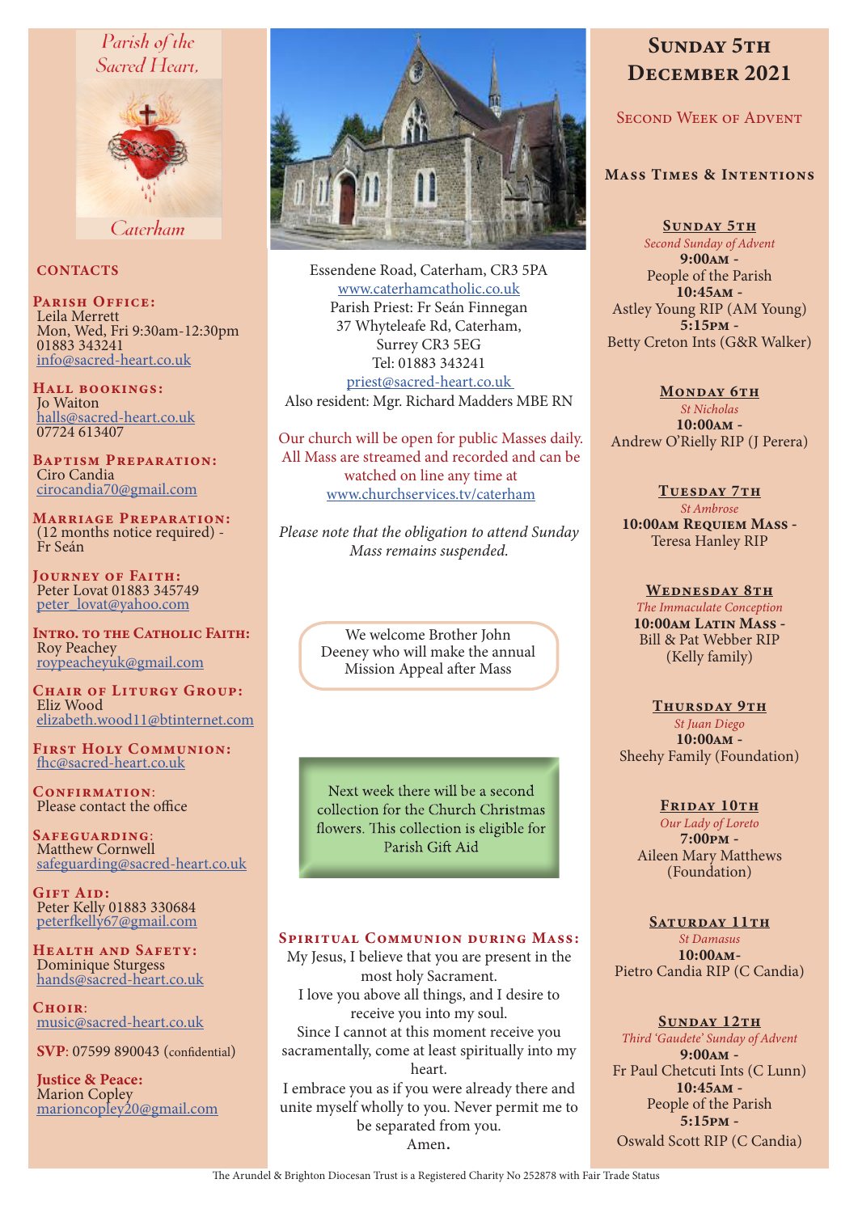*Parish of the Sacred Heart, Caterham*

## CONTACTS

**Parish Office:**
Leila Merrett
Mon, Wed, Fri 9:30am-12:30pm
01883 343241
info@sacred-heart.co.uk

**Hall bookings:**
Jo Waiton
halls@sacred-heart.co.uk
07724 613407

**Baptism Preparation:**
Ciro Candia
cirocandia70@gmail.com

**Marriage Preparation:**
(12 months notice required) - Fr Seán

**Journey of Faith:**
Peter Lovat 01883 345749
peter_lovat@yahoo.com

**Intro. to the Catholic Faith:**
Roy Peachey
roypeacheyuk@gmail.com

**Chair of Liturgy Group:**
Eliz Wood
elizabeth.wood11@btinternet.com

**First Holy Communion:**
fhc@sacred-heart.co.uk

**Confirmation:**
Please contact the office

**Safeguarding:**
Matthew Cornwell
safeguarding@sacred-heart.co.uk

**Gift Aid:**
Peter Kelly 01883 330684
peterfkelly67@gmail.com

**Health and Safety:**
Dominique Sturgess
hands@sacred-heart.co.uk

**Choir:**
music@sacred-heart.co.uk

**SVP**: 07599 890043 (confidential)

**Justice & Peace:**
Marion Copley
marioncopley20@gmail.com

Essendene Road, Caterham, CR3 5PA
www.caterhamcatholic.co.uk
Parish Priest: Fr Seán Finnegan
37 Whyteleafe Rd, Caterham,
Surrey CR3 5EG
Tel: 01883 343241
priest@sacred-heart.co.uk
Also resident: Mgr. Richard Madders MBE RN

Our church will be open for public Masses daily. All Mass are streamed and recorded and can be watched on line any time at www.churchservices.tv/caterham

*Please note that the obligation to attend Sunday Mass remains suspended.*

We welcome Brother John Deeney who will make the annual Mission Appeal after Mass

Next week there will be a second collection for the Church Christmas flowers. This collection is eligible for Parish Gift Aid

## Spiritual Communion during Mass:

My Jesus, I believe that you are present in the most holy Sacrament.
I love you above all things, and I desire to receive you into my soul.
Since I cannot at this moment receive you sacramentally, come at least spiritually into my heart.
I embrace you as if you were already there and unite myself wholly to you. Never permit me to be separated from you.
Amen.

# Sunday 5th December 2021

## Second Week of Advent

## Mass Times & Intentions

**Sunday 5th**
*Second Sunday of Advent*
**9:00am** - People of the Parish
**10:45am** - Astley Young RIP (AM Young)
**5:15pm** - Betty Creton Ints (G&R Walker)

**Monday 6th**
*St Nicholas*
**10:00am** - Andrew O'Rielly RIP (J Perera)

**Tuesday 7th**
*St Ambrose*
**10:00am Requiem Mass** - Teresa Hanley RIP

**Wednesday 8th**
*The Immaculate Conception*
**10:00am Latin Mass** - Bill & Pat Webber RIP (Kelly family)

**Thursday 9th**
*St Juan Diego*
**10:00am** - Sheehy Family (Foundation)

**Friday 10th**
*Our Lady of Loreto*
**7:00pm** - Aileen Mary Matthews (Foundation)

**Saturday 11th**
*St Damasus*
**10:00am**- Pietro Candia RIP (C Candia)

**Sunday 12th**
*Third 'Gaudete' Sunday of Advent*
**9:00am** - Fr Paul Chetcuti Ints (C Lunn)
**10:45am** - People of the Parish
**5:15pm** - Oswald Scott RIP (C Candia)

The Arundel & Brighton Diocesan Trust is a Registered Charity No 252878 with Fair Trade Status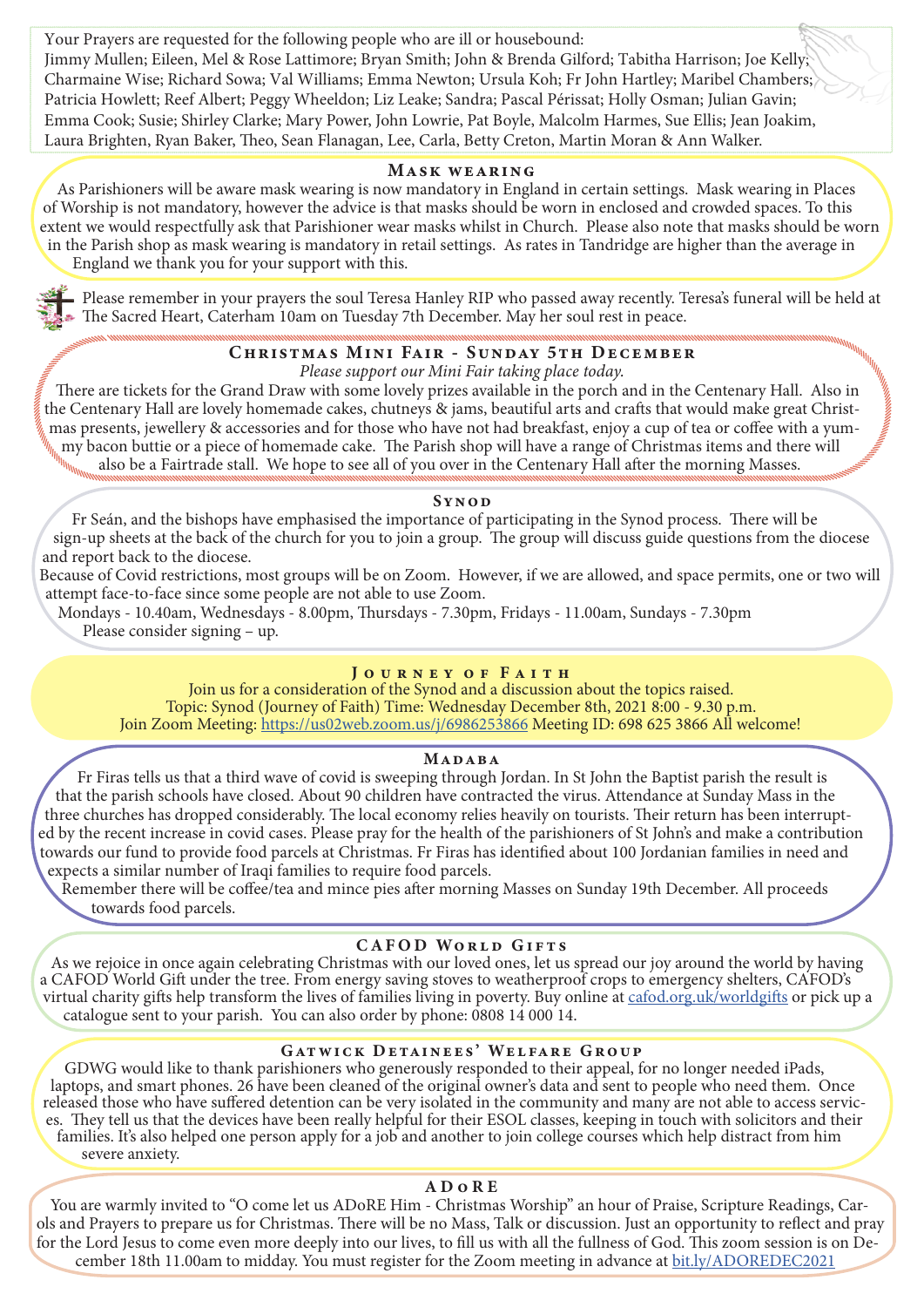Your Prayers are requested for the following people who are ill or housebound:
Jimmy Mullen; Eileen, Mel & Rose Lattimore; Bryan Smith; John & Brenda Gilford; Tabitha Harrison; Joe Kelly; Charmaine Wise; Richard Sowa; Val Williams; Emma Newton; Ursula Koh; Fr John Hartley; Maribel Chambers; Patricia Howlett; Reef Albert; Peggy Wheeldon; Liz Leake; Sandra; Pascal Périssat; Holly Osman; Julian Gavin; Emma Cook; Susie; Shirley Clarke; Mary Power, John Lowrie, Pat Boyle, Malcolm Harmes, Sue Ellis; Jean Joakim, Laura Brighten, Ryan Baker, Theo, Sean Flanagan, Lee, Carla, Betty Creton, Martin Moran & Ann Walker.

## Mask wearing

As Parishioners will be aware mask wearing is now mandatory in England in certain settings. Mask wearing in Places of Worship is not mandatory, however the advice is that masks should be worn in enclosed and crowded spaces. To this extent we would respectfully ask that Parishioner wear masks whilst in Church. Please also note that masks should be worn in the Parish shop as mask wearing is mandatory in retail settings. As rates in Tandridge are higher than the average in England we thank you for your support with this.

Please remember in your prayers the soul Teresa Hanley RIP who passed away recently. Teresa's funeral will be held at The Sacred Heart, Caterham 10am on Tuesday 7th December. May her soul rest in peace.

## Christmas Mini Fair - Sunday 5th December

*Please support our Mini Fair taking place today.*

There are tickets for the Grand Draw with some lovely prizes available in the porch and in the Centenary Hall. Also in the Centenary Hall are lovely homemade cakes, chutneys & jams, beautiful arts and crafts that would make great Christmas presents, jewellery & accessories and for those who have not had breakfast, enjoy a cup of tea or coffee with a yummy bacon buttie or a piece of homemade cake. The Parish shop will have a range of Christmas items and there will also be a Fairtrade stall. We hope to see all of you over in the Centenary Hall after the morning Masses.

## Synod

Fr Seán, and the bishops have emphasised the importance of participating in the Synod process. There will be sign-up sheets at the back of the church for you to join a group. The group will discuss guide questions from the diocese and report back to the diocese.

Because of Covid restrictions, most groups will be on Zoom. However, if we are allowed, and space permits, one or two will attempt face-to-face since some people are not able to use Zoom.

Mondays - 10.40am, Wednesdays - 8.00pm, Thursdays - 7.30pm, Fridays - 11.00am, Sundays - 7.30pm

Please consider signing – up.

## Journey of Faith

Join us for a consideration of the Synod and a discussion about the topics raised.
Topic: Synod (Journey of Faith) Time: Wednesday December 8th, 2021 8:00 - 9.30 p.m.
Join Zoom Meeting: https://us02web.zoom.us/j/6986253866 Meeting ID: 698 625 3866 All welcome!

## Madaba

Fr Firas tells us that a third wave of covid is sweeping through Jordan. In St John the Baptist parish the result is that the parish schools have closed. About 90 children have contracted the virus. Attendance at Sunday Mass in the three churches has dropped considerably. The local economy relies heavily on tourists. Their return has been interrupted by the recent increase in covid cases. Please pray for the health of the parishioners of St John's and make a contribution towards our fund to provide food parcels at Christmas. Fr Firas has identified about 100 Jordanian families in need and expects a similar number of Iraqi families to require food parcels.

Remember there will be coffee/tea and mince pies after morning Masses on Sunday 19th December. All proceeds towards food parcels.

## CAFOD World Gifts

As we rejoice in once again celebrating Christmas with our loved ones, let us spread our joy around the world by having a CAFOD World Gift under the tree. From energy saving stoves to weatherproof crops to emergency shelters, CAFOD's virtual charity gifts help transform the lives of families living in poverty. Buy online at cafod.org.uk/worldgifts or pick up a catalogue sent to your parish. You can also order by phone: 0808 14 000 14.

## Gatwick Detainees' Welfare Group

GDWG would like to thank parishioners who generously responded to their appeal, for no longer needed iPads, laptops, and smart phones. 26 have been cleaned of the original owner's data and sent to people who need them. Once released those who have suffered detention can be very isolated in the community and many are not able to access services. They tell us that the devices have been really helpful for their ESOL classes, keeping in touch with solicitors and their families. It's also helped one person apply for a job and another to join college courses which help distract from him severe anxiety.

## ADoRE

You are warmly invited to "O come let us ADoRE Him - Christmas Worship" an hour of Praise, Scripture Readings, Carols and Prayers to prepare us for Christmas. There will be no Mass, Talk or discussion. Just an opportunity to reflect and pray for the Lord Jesus to come even more deeply into our lives, to fill us with all the fullness of God. This zoom session is on December 18th 11.00am to midday. You must register for the Zoom meeting in advance at bit.ly/ADOREDEC2021